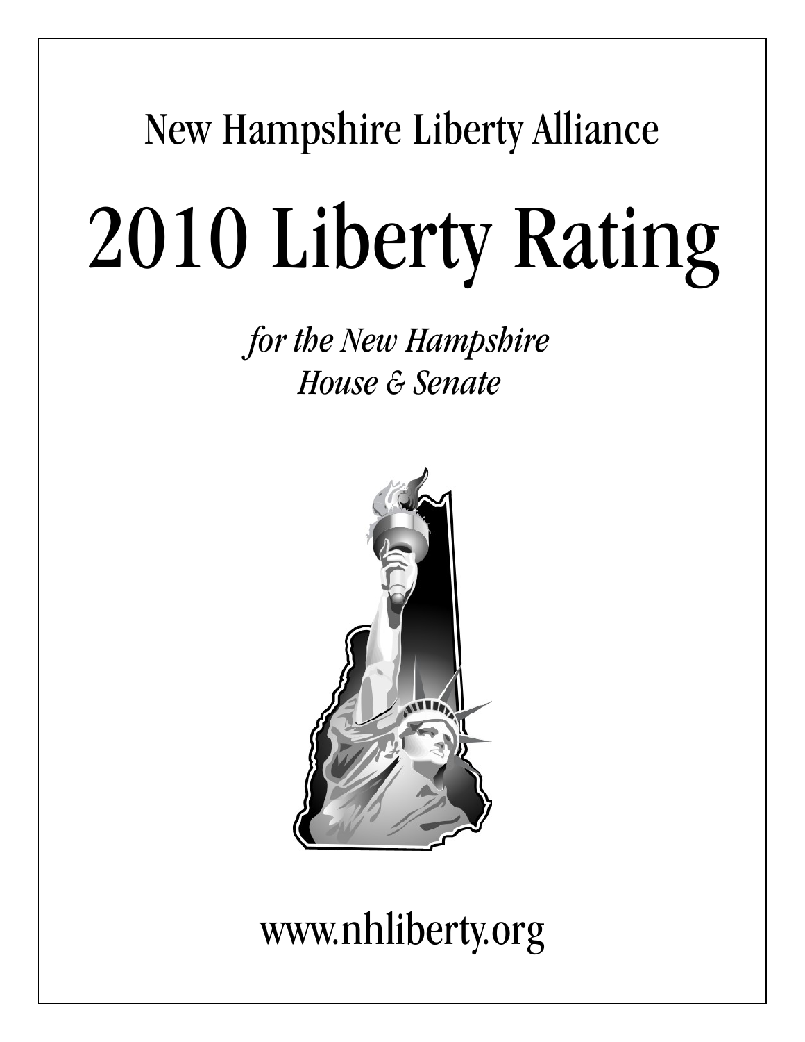New Hampshire Liberty Alliance

# 2010 Liberty Rating

*for the New Hampshire House & Senate*

www.nhliberty.org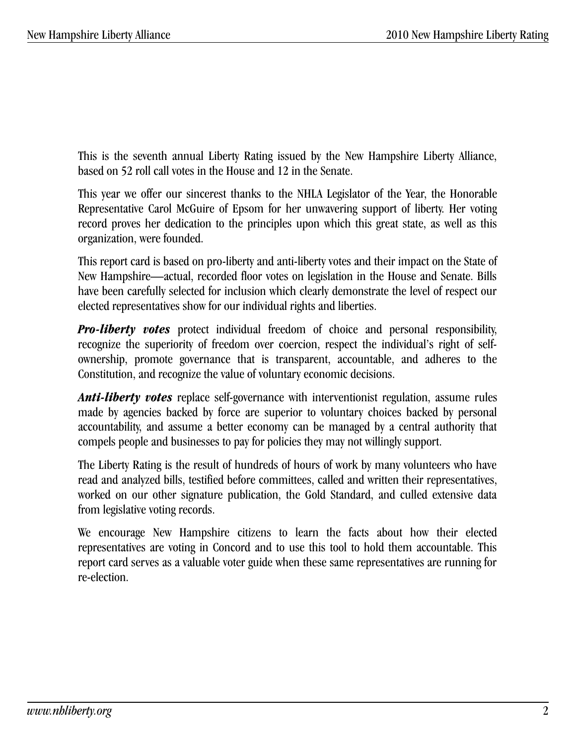This is the seventh annual Liberty Rating issued by the New Hampshire Liberty Alliance, based on 52 roll call votes in the House and 12 in the Senate.

This year we offer our sincerest thanks to the NHLA Legislator of the Year, the Honorable Representative Carol McGuire of Epsom for her unwavering support of liberty. Her voting record proves her dedication to the principles upon which this great state, as well as this organization, were founded.

This report card is based on pro-liberty and anti-liberty votes and their impact on the State of New Hampshire—actual, recorded floor votes on legislation in the House and Senate. Bills have been carefully selected for inclusion which clearly demonstrate the level of respect our elected representatives show for our individual rights and liberties.

***Pro-liberty votes*** protect individual freedom of choice and personal responsibility, recognize the superiority of freedom over coercion, respect the individual's right of self-ownership, promote governance that is transparent, accountable, and adheres to the Constitution, and recognize the value of voluntary economic decisions.

***Anti-liberty votes*** replace self-governance with interventionist regulation, assume rules made by agencies backed by force are superior to voluntary choices backed by personal accountability, and assume a better economy can be managed by a central authority that compels people and businesses to pay for policies they may not willingly support.

The Liberty Rating is the result of hundreds of hours of work by many volunteers who have read and analyzed bills, testified before committees, called and written their representatives, worked on our other signature publication, the Gold Standard, and culled extensive data from legislative voting records.

We encourage New Hampshire citizens to learn the facts about how their elected representatives are voting in Concord and to use this tool to hold them accountable. This report card serves as a valuable voter guide when these same representatives are running for re-election.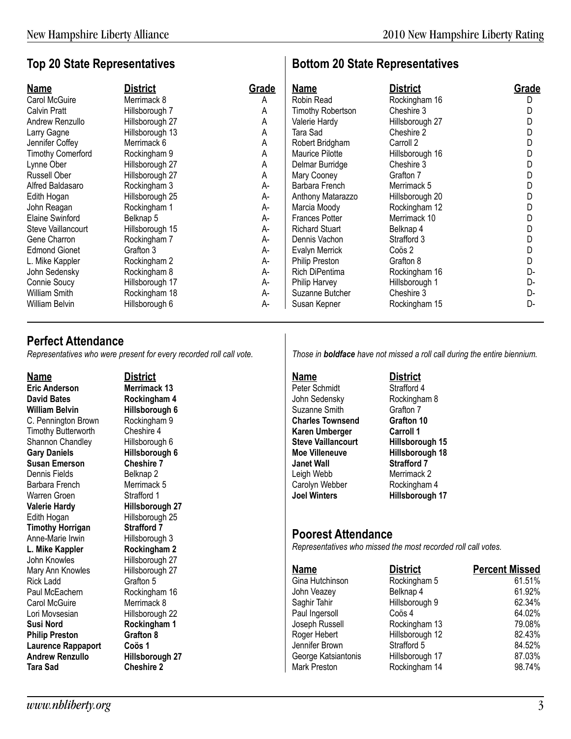## Top 20 State Representatives

| Name | District | Grade |
|---|---|---|
| Carol McGuire | Merrimack 8 | A |
| Calvin Pratt | Hillsborough 7 | A |
| Andrew Renzullo | Hillsborough 27 | A |
| Larry Gagne | Hillsborough 13 | A |
| Jennifer Coffey | Merrimack 6 | A |
| Timothy Comerford | Rockingham 9 | A |
| Lynne Ober | Hillsborough 27 | A |
| Russell Ober | Hillsborough 27 | A |
| Alfred Baldasaro | Rockingham 3 | A- |
| Edith Hogan | Hillsborough 25 | A- |
| John Reagan | Rockingham 1 | A- |
| Elaine Swinford | Belknap 5 | A- |
| Steve Vaillancourt | Hillsborough 15 | A- |
| Gene Charron | Rockingham 7 | A- |
| Edmond Gionet | Grafton 3 | A- |
| L. Mike Kappler | Rockingham 2 | A- |
| John Sedensky | Rockingham 8 | A- |
| Connie Soucy | Hillsborough 17 | A- |
| William Smith | Rockingham 18 | A- |
| William Belvin | Hillsborough 6 | A- |

## Bottom 20 State Representatives

| Name | District | Grade |
|---|---|---|
| Robin Read | Rockingham 16 | D |
| Timothy Robertson | Cheshire 3 | D |
| Valerie Hardy | Hillsborough 27 | D |
| Tara Sad | Cheshire 2 | D |
| Robert Bridgham | Carroll 2 | D |
| Maurice Pilotte | Hillsborough 16 | D |
| Delmar Burridge | Cheshire 3 | D |
| Mary Cooney | Grafton 7 | D |
| Barbara French | Merrimack 5 | D |
| Anthony Matarazzo | Hillsborough 20 | D |
| Marcia Moody | Rockingham 12 | D |
| Frances Potter | Merrimack 10 | D |
| Richard Stuart | Belknap 4 | D |
| Dennis Vachon | Strafford 3 | D |
| Evalyn Merrick | Coös 2 | D |
| Philip Preston | Grafton 8 | D |
| Rich DiPentima | Rockingham 16 | D- |
| Philip Harvey | Hillsborough 1 | D- |
| Suzanne Butcher | Cheshire 3 | D- |
| Susan Kepner | Rockingham 15 | D- |

## Perfect Attendance

*Representatives who were present for every recorded roll call vote.*

*Those in **boldface** have not missed a roll call during the entire biennium.*

| Name | District |
|---|---|
| **Eric Anderson** | **Merrimack 13** |
| **David Bates** | **Rockingham 4** |
| **William Belvin** | **Hillsborough 6** |
| C. Pennington Brown | Rockingham 9 |
| Timothy Butterworth | Cheshire 4 |
| Shannon Chandley | Hillsborough 6 |
| **Gary Daniels** | **Hillsborough 6** |
| **Susan Emerson** | **Cheshire 7** |
| Dennis Fields | Belknap 2 |
| Barbara French | Merrimack 5 |
| Warren Groen | Strafford 1 |
| **Valerie Hardy** | **Hillsborough 27** |
| Edith Hogan | Hillsborough 25 |
| **Timothy Horrigan** | **Strafford 7** |
| Anne-Marie Irwin | Hillsborough 3 |
| **L. Mike Kappler** | **Rockingham 2** |
| John Knowles | Hillsborough 27 |
| Mary Ann Knowles | Hillsborough 27 |
| Rick Ladd | Grafton 5 |
| Paul McEachern | Rockingham 16 |
| Carol McGuire | Merrimack 8 |
| Lori Movsesian | Hillsborough 22 |
| **Susi Nord** | **Rockingham 1** |
| **Philip Preston** | **Grafton 8** |
| **Laurence Rappaport** | **Coös 1** |
| **Andrew Renzullo** | **Hillsborough 27** |
| **Tara Sad** | **Cheshire 2** |
| Peter Schmidt | Strafford 4 |
| John Sedensky | Rockingham 8 |
| Suzanne Smith | Grafton 7 |
| **Charles Townsend** | **Grafton 10** |
| **Karen Umberger** | **Carroll 1** |
| **Steve Vaillancourt** | **Hillsborough 15** |
| **Moe Villeneuve** | **Hillsborough 18** |
| **Janet Wall** | **Strafford 7** |
| Leigh Webb | Merrimack 2 |
| Carolyn Webber | Rockingham 4 |
| **Joel Winters** | **Hillsborough 17** |

## Poorest Attendance

*Representatives who missed the most recorded roll call votes.*

| Name | District | Percent Missed |
|---|---|---|
| Gina Hutchinson | Rockingham 5 | 61.51% |
| John Veazey | Belknap 4 | 61.92% |
| Saghir Tahir | Hillsborough 9 | 62.34% |
| Paul Ingersoll | Coös 4 | 64.02% |
| Joseph Russell | Rockingham 13 | 79.08% |
| Roger Hebert | Hillsborough 12 | 82.43% |
| Jennifer Brown | Strafford 5 | 84.52% |
| George Katsiantonis | Hillsborough 17 | 87.03% |
| Mark Preston | Rockingham 14 | 98.74% |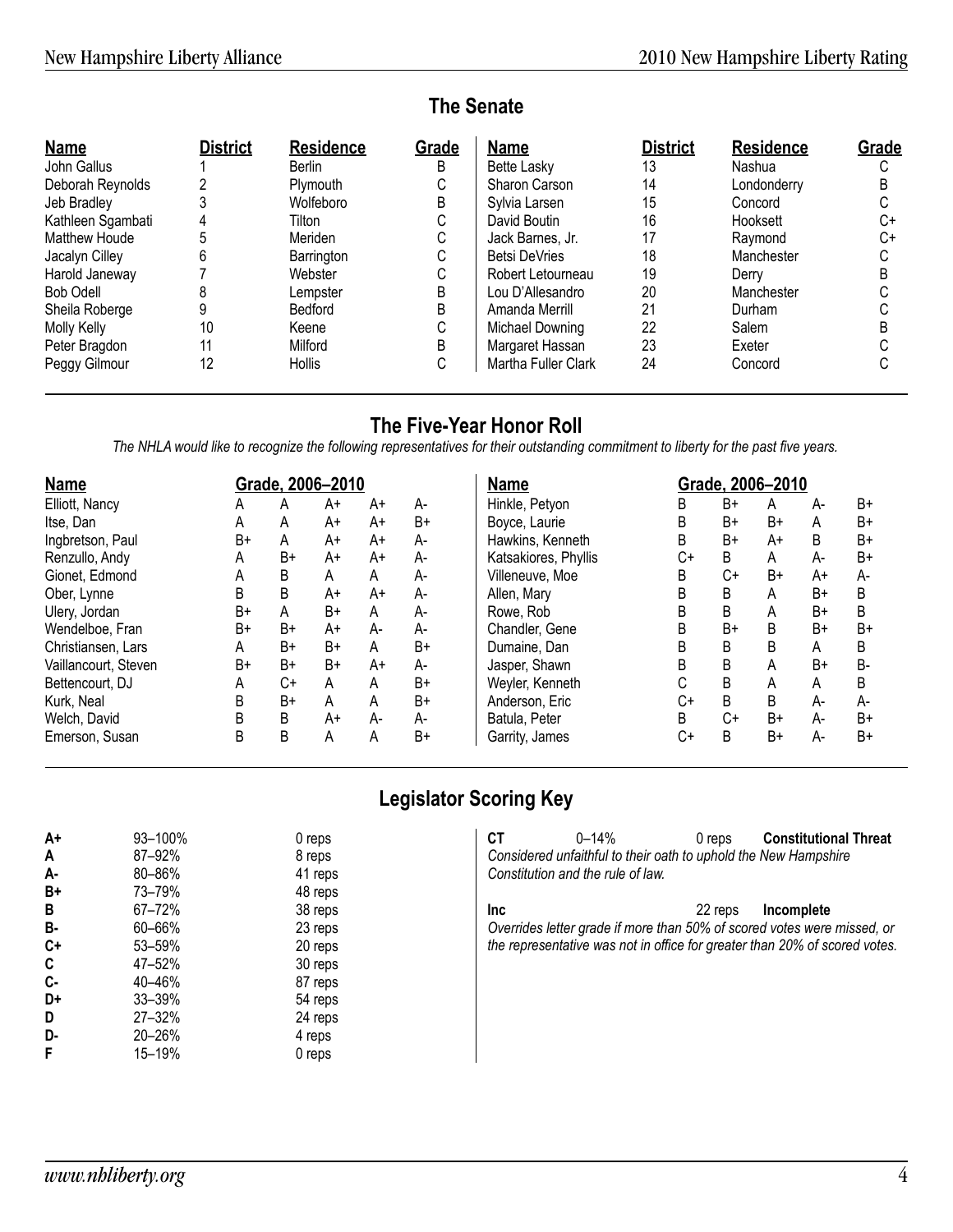## The Senate

| Name | District | Residence | Grade |
|---|---|---|---|
| John Gallus | 1 | Berlin | B |
| Deborah Reynolds | 2 | Plymouth | C |
| Jeb Bradley | 3 | Wolfeboro | B |
| Kathleen Sgambati | 4 | Tilton | C |
| Matthew Houde | 5 | Meriden | C |
| Jacalyn Cilley | 6 | Barrington | C |
| Harold Janeway | 7 | Webster | C |
| Bob Odell | 8 | Lempster | B |
| Sheila Roberge | 9 | Bedford | B |
| Molly Kelly | 10 | Keene | C |
| Peter Bragdon | 11 | Milford | B |
| Peggy Gilmour | 12 | Hollis | C |
| Bette Lasky | 13 | Nashua | C |
| Sharon Carson | 14 | Londonderry | B |
| Sylvia Larsen | 15 | Concord | C |
| David Boutin | 16 | Hooksett | C+ |
| Jack Barnes, Jr. | 17 | Raymond | C+ |
| Betsi DeVries | 18 | Manchester | C |
| Robert Letourneau | 19 | Derry | B |
| Lou D'Allesandro | 20 | Manchester | C |
| Amanda Merrill | 21 | Durham | C |
| Michael Downing | 22 | Salem | B |
| Margaret Hassan | 23 | Exeter | C |
| Martha Fuller Clark | 24 | Concord | C |

## The Five-Year Honor Roll

*The NHLA would like to recognize the following representatives for their outstanding commitment to liberty for the past five years.*

| Name | Grade, 2006–2010 | | | | |
|---|---|---|---|---|---|
| Elliott, Nancy | A | A | A+ | A+ | A- |
| Itse, Dan | A | A | A+ | A+ | B+ |
| Ingbretson, Paul | B+ | A | A+ | A+ | A- |
| Renzullo, Andy | A | B+ | A+ | A+ | A- |
| Gionet, Edmond | A | B | A | A | A- |
| Ober, Lynne | B | B | A+ | A+ | A- |
| Ulery, Jordan | B+ | A | B+ | A | A- |
| Wendelboe, Fran | B+ | B+ | A+ | A- | A- |
| Christiansen, Lars | A | B+ | B+ | A | B+ |
| Vaillancourt, Steven | B+ | B+ | B+ | A+ | A- |
| Bettencourt, DJ | A | C+ | A | A | B+ |
| Kurk, Neal | B | B+ | A | A | B+ |
| Welch, David | B | B | A+ | A- | A- |
| Emerson, Susan | B | B | A | A | B+ |
| Hinkle, Petyon | B | B+ | A | A- | B+ |
| Boyce, Laurie | B | B+ | B+ | A | B+ |
| Hawkins, Kenneth | B | B+ | A+ | B | B+ |
| Katsakiores, Phyllis | C+ | B | A | A- | B+ |
| Villeneuve, Moe | B | C+ | B+ | A+ | A- |
| Allen, Mary | B | B | A | B+ | B |
| Rowe, Rob | B | B | A | B+ | B |
| Chandler, Gene | B | B+ | B | B+ | B+ |
| Dumaine, Dan | B | B | B | A | B |
| Jasper, Shawn | B | B | A | B+ | B- |
| Weyler, Kenneth | C | B | A | A | B |
| Anderson, Eric | C+ | B | B | A- | A- |
| Batula, Peter | B | C+ | B+ | A- | B+ |
| Garrity, James | C+ | B | B+ | A- | B+ |

## Legislator Scoring Key

| Grade | Range | Reps |
|---|---|---|
| A+ | 93–100% | 0 reps |
| A | 87–92% | 8 reps |
| A- | 80–86% | 41 reps |
| B+ | 73–79% | 48 reps |
| B | 67–72% | 38 reps |
| B- | 60–66% | 23 reps |
| C+ | 53–59% | 20 reps |
| C | 47–52% | 30 reps |
| C- | 40–46% | 87 reps |
| D+ | 33–39% | 54 reps |
| D | 27–32% | 24 reps |
| D- | 20–26% | 4 reps |
| F | 15–19% | 0 reps |

**CT** 0–14% 0 reps **Constitutional Threat**

*Considered unfaithful to their oath to uphold the New Hampshire Constitution and the rule of law.*

**Inc** 22 reps **Incomplete**

*Overrides letter grade if more than 50% of scored votes were missed, or the representative was not in office for greater than 20% of scored votes.*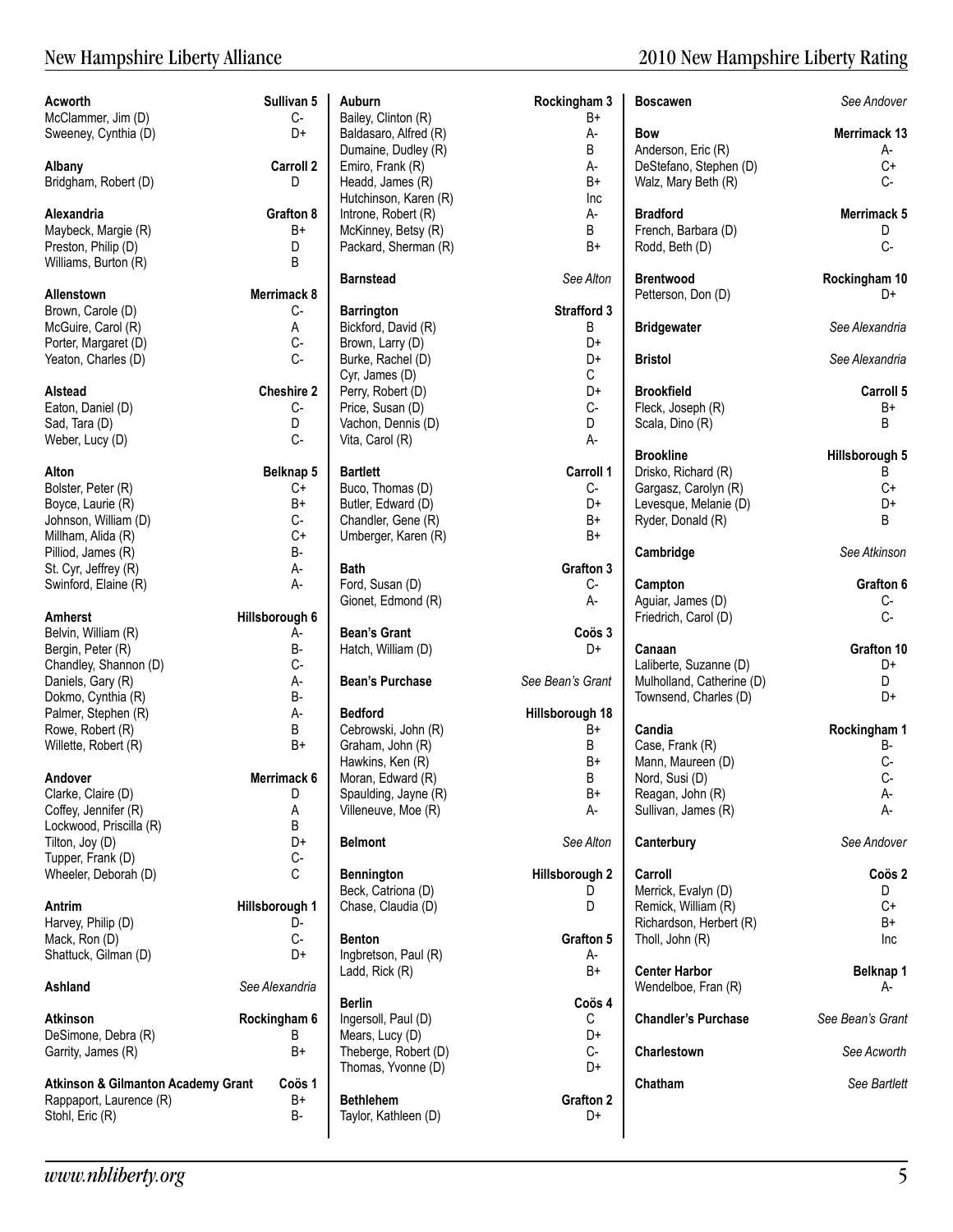**Acworth** — Sullivan 5

| Name | Rating |
|---|---|
| McClammer, Jim (D) | C- |
| Sweeney, Cynthia (D) | D+ |

**Albany** — Carroll 2

| Name | Rating |
|---|---|
| Bridgham, Robert (D) | D |

**Alexandria** — Grafton 8

| Name | Rating |
|---|---|
| Maybeck, Margie (R) | B+ |
| Preston, Philip (D) | D |
| Williams, Burton (R) | B |

**Allenstown** — Merrimack 8

| Name | Rating |
|---|---|
| Brown, Carole (D) | C- |
| McGuire, Carol (R) | A |
| Porter, Margaret (D) | C- |
| Yeaton, Charles (D) | C- |

**Alstead** — Cheshire 2

| Name | Rating |
|---|---|
| Eaton, Daniel (D) | C- |
| Sad, Tara (D) | D |
| Weber, Lucy (D) | C- |

**Alton** — Belknap 5

| Name | Rating |
|---|---|
| Bolster, Peter (R) | C+ |
| Boyce, Laurie (R) | B+ |
| Johnson, William (D) | C- |
| Millham, Alida (R) | C+ |
| Pilliod, James (R) | B- |
| St. Cyr, Jeffrey (R) | A- |
| Swinford, Elaine (R) | A- |

**Amherst** — Hillsborough 6

| Name | Rating |
|---|---|
| Belvin, William (R) | A- |
| Bergin, Peter (R) | B- |
| Chandley, Shannon (D) | C- |
| Daniels, Gary (R) | A- |
| Dokmo, Cynthia (R) | B- |
| Palmer, Stephen (R) | A- |
| Rowe, Robert (R) | B |
| Willette, Robert (R) | B+ |

**Andover** — Merrimack 6

| Name | Rating |
|---|---|
| Clarke, Claire (D) | D |
| Coffey, Jennifer (R) | A |
| Lockwood, Priscilla (R) | B |
| Tilton, Joy (D) | D+ |
| Tupper, Frank (D) | C- |
| Wheeler, Deborah (D) | C |

**Antrim** — Hillsborough 1

| Name | Rating |
|---|---|
| Harvey, Philip (D) | D- |
| Mack, Ron (D) | C- |
| Shattuck, Gilman (D) | D+ |

**Ashland** — *See Alexandria*

**Atkinson** — Rockingham 6

| Name | Rating |
|---|---|
| DeSimone, Debra (R) | B |
| Garrity, James (R) | B+ |

**Atkinson & Gilmanton Academy Grant** — Coös 1

| Name | Rating |
|---|---|
| Rappaport, Laurence (R) | B+ |
| Stohl, Eric (R) | B- |

**Auburn** — Rockingham 3

| Name | Rating |
|---|---|
| Bailey, Clinton (R) | B+ |
| Baldasaro, Alfred (R) | A- |
| Dumaine, Dudley (R) | B |
| Emiro, Frank (R) | A- |
| Headd, James (R) | B+ |
| Hutchinson, Karen (R) | Inc |
| Introne, Robert (R) | A- |
| McKinney, Betsy (R) | B |
| Packard, Sherman (R) | B+ |

**Barnstead** — *See Alton*

**Barrington** — Strafford 3

| Name | Rating |
|---|---|
| Bickford, David (R) | B |
| Brown, Larry (D) | D+ |
| Burke, Rachel (D) | D+ |
| Cyr, James (D) | C |
| Perry, Robert (D) | D+ |
| Price, Susan (D) | C- |
| Vachon, Dennis (D) | D |
| Vita, Carol (R) | A- |

**Bartlett** — Carroll 1

| Name | Rating |
|---|---|
| Buco, Thomas (D) | C- |
| Butler, Edward (D) | D+ |
| Chandler, Gene (R) | B+ |
| Umberger, Karen (R) | B+ |

**Bath** — Grafton 3

| Name | Rating |
|---|---|
| Ford, Susan (D) | C- |
| Gionet, Edmond (R) | A- |

**Bean's Grant** — Coös 3

| Name | Rating |
|---|---|
| Hatch, William (D) | D+ |

**Bean's Purchase** — *See Bean's Grant*

**Bedford** — Hillsborough 18

| Name | Rating |
|---|---|
| Cebrowski, John (R) | B+ |
| Graham, John (R) | B |
| Hawkins, Ken (R) | B+ |
| Moran, Edward (R) | B |
| Spaulding, Jayne (R) | B+ |
| Villeneuve, Moe (R) | A- |

**Belmont** — *See Alton*

**Bennington** — Hillsborough 2

| Name | Rating |
|---|---|
| Beck, Catriona (D) | D |
| Chase, Claudia (D) | D |

**Benton** — Grafton 5

| Name | Rating |
|---|---|
| Ingbretson, Paul (R) | A- |
| Ladd, Rick (R) | B+ |

**Berlin** — Coös 4

| Name | Rating |
|---|---|
| Ingersoll, Paul (D) | C |
| Mears, Lucy (D) | D+ |
| Theberge, Robert (D) | C- |
| Thomas, Yvonne (D) | D+ |

**Bethlehem** — Grafton 2

| Name | Rating |
|---|---|
| Taylor, Kathleen (D) | D+ |

**Boscawen** — *See Andover*

**Bow** — Merrimack 13

| Name | Rating |
|---|---|
| Anderson, Eric (R) | A- |
| DeStefano, Stephen (D) | C+ |
| Walz, Mary Beth (R) | C- |

**Bradford** — Merrimack 5

| Name | Rating |
|---|---|
| French, Barbara (D) | D |
| Rodd, Beth (D) | C- |

**Brentwood** — Rockingham 10

| Name | Rating |
|---|---|
| Petterson, Don (D) | D+ |

**Bridgewater** — *See Alexandria*

**Bristol** — *See Alexandria*

**Brookfield** — Carroll 5

| Name | Rating |
|---|---|
| Fleck, Joseph (R) | B+ |
| Scala, Dino (R) | B |

**Brookline** — Hillsborough 5

| Name | Rating |
|---|---|
| Drisko, Richard (R) | B |
| Gargasz, Carolyn (R) | C+ |
| Levesque, Melanie (D) | D+ |
| Ryder, Donald (R) | B |

**Cambridge** — *See Atkinson*

**Campton** — Grafton 6

| Name | Rating |
|---|---|
| Aguiar, James (D) | C- |
| Friedrich, Carol (D) | C- |

**Canaan** — Grafton 10

| Name | Rating |
|---|---|
| Laliberte, Suzanne (D) | D+ |
| Mulholland, Catherine (D) | D |
| Townsend, Charles (D) | D+ |

**Candia** — Rockingham 1

| Name | Rating |
|---|---|
| Case, Frank (R) | B- |
| Mann, Maureen (D) | C- |
| Nord, Susi (D) | C- |
| Reagan, John (R) | A- |
| Sullivan, James (R) | A- |

**Canterbury** — *See Andover*

**Carroll** — Coös 2

| Name | Rating |
|---|---|
| Merrick, Evalyn (D) | D |
| Remick, William (R) | C+ |
| Richardson, Herbert (R) | B+ |
| Tholl, John (R) | Inc |

**Center Harbor** — Belknap 1

| Name | Rating |
|---|---|
| Wendelboe, Fran (R) | A- |

**Chandler's Purchase** — *See Bean's Grant*

**Charlestown** — *See Acworth*

**Chatham** — *See Bartlett*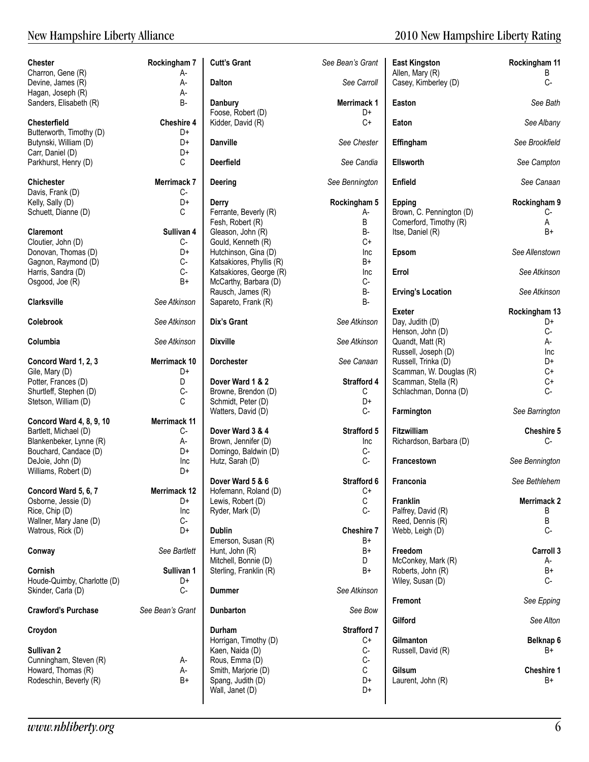**Chester** — Rockingham 7

| Name | Grade |
|---|---|
| Charron, Gene (R) | A- |
| Devine, James (R) | A- |
| Hagan, Joseph (R) | A- |
| Sanders, Elisabeth (R) | B- |

**Chesterfield** — Cheshire 4

| Name | Grade |
|---|---|
| Butterworth, Timothy (D) | D+ |
| Butynski, William (D) | D+ |
| Carr, Daniel (D) | D+ |
| Parkhurst, Henry (D) | C |

**Chichester** — Merrimack 7

| Name | Grade |
|---|---|
| Davis, Frank (D) | C- |
| Kelly, Sally (D) | D+ |
| Schuett, Dianne (D) | C |

**Claremont** — Sullivan 4

| Name | Grade |
|---|---|
| Cloutier, John (D) | C- |
| Donovan, Thomas (D) | D+ |
| Gagnon, Raymond (D) | C- |
| Harris, Sandra (D) | C- |
| Osgood, Joe (R) | B+ |

**Clarksville** — *See Atkinson*

**Colebrook** — *See Atkinson*

**Columbia** — *See Atkinson*

**Concord Ward 1, 2, 3** — Merrimack 10

| Name | Grade |
|---|---|
| Gile, Mary (D) | D+ |
| Potter, Frances (D) | D |
| Shurtleff, Stephen (D) | C- |
| Stetson, William (D) | C |

**Concord Ward 4, 8, 9, 10** — Merrimack 11

| Name | Grade |
|---|---|
| Bartlett, Michael (D) | C- |
| Blankenbeker, Lynne (R) | A- |
| Bouchard, Candace (D) | D+ |
| DeJoie, John (D) | Inc |
| Williams, Robert (D) | D+ |

**Concord Ward 5, 6, 7** — Merrimack 12

| Name | Grade |
|---|---|
| Osborne, Jessie (D) | D+ |
| Rice, Chip (D) | Inc |
| Wallner, Mary Jane (D) | C- |
| Watrous, Rick (D) | D+ |

**Conway** — *See Bartlett*

**Cornish** — Sullivan 1

| Name | Grade |
|---|---|
| Houde-Quimby, Charlotte (D) | D+ |
| Skinder, Carla (D) | C- |

**Crawford's Purchase** — *See Bean's Grant*

**Croydon**

**Sullivan 2**

| Name | Grade |
|---|---|
| Cunningham, Steven (R) | A- |
| Howard, Thomas (R) | A- |
| Rodeschin, Beverly (R) | B+ |

**Cutt's Grant** — *See Bean's Grant*

**Dalton** — *See Carroll*

**Danbury** — Merrimack 1

| Name | Grade |
|---|---|
| Foose, Robert (D) | D+ |
| Kidder, David (R) | C+ |

**Danville** — *See Chester*

**Deerfield** — *See Candia*

**Deering** — *See Bennington*

**Derry** — Rockingham 5

| Name | Grade |
|---|---|
| Ferrante, Beverly (R) | A- |
| Fesh, Robert (R) | B |
| Gleason, John (R) | B- |
| Gould, Kenneth (R) | C+ |
| Hutchinson, Gina (D) | Inc |
| Katsakiores, Phyllis (R) | B+ |
| Katsakiores, George (R) | Inc |
| McCarthy, Barbara (D) | C- |
| Rausch, James (R) | B- |
| Sapareto, Frank (R) | B- |

**Dix's Grant** — *See Atkinson*

**Dixville** — *See Atkinson*

**Dorchester** — *See Canaan*

**Dover Ward 1 & 2** — Strafford 4

| Name | Grade |
|---|---|
| Browne, Brendon (D) | C |
| Schmidt, Peter (D) | D+ |
| Watters, David (D) | C- |

**Dover Ward 3 & 4** — Strafford 5

| Name | Grade |
|---|---|
| Brown, Jennifer (D) | Inc |
| Domingo, Baldwin (D) | C- |
| Hutz, Sarah (D) | C- |

**Dover Ward 5 & 6** — Strafford 6

| Name | Grade |
|---|---|
| Hofemann, Roland (D) | C+ |
| Lewis, Robert (D) | C |
| Ryder, Mark (D) | C- |

**Dublin** — Cheshire 7

| Name | Grade |
|---|---|
| Emerson, Susan (R) | B+ |
| Hunt, John (R) | B+ |
| Mitchell, Bonnie (D) | D |
| Sterling, Franklin (R) | B+ |

**Dummer** — *See Atkinson*

**Dunbarton** — *See Bow*

**Durham** — Strafford 7

| Name | Grade |
|---|---|
| Horrigan, Timothy (D) | C+ |
| Kaen, Naida (D) | C- |
| Rous, Emma (D) | C- |
| Smith, Marjorie (D) | C |
| Spang, Judith (D) | D+ |
| Wall, Janet (D) | D+ |

**East Kingston** — Rockingham 11

| Name | Grade |
|---|---|
| Allen, Mary (R) | B |
| Casey, Kimberley (D) | C- |

**Easton** — *See Bath*

**Eaton** — *See Albany*

**Effingham** — *See Brookfield*

**Ellsworth** — *See Campton*

**Enfield** — *See Canaan*

**Epping** — Rockingham 9

| Name | Grade |
|---|---|
| Brown, C. Pennington (D) | C- |
| Comerford, Timothy (R) | A |
| Itse, Daniel (R) | B+ |

**Epsom** — *See Allenstown*

**Errol** — *See Atkinson*

**Erving's Location** — *See Atkinson*

**Exeter** — Rockingham 13

| Name | Grade |
|---|---|
| Day, Judith (D) | D+ |
| Henson, John (D) | C- |
| Quandt, Matt (R) | A- |
| Russell, Joseph (D) | Inc |
| Russell, Trinka (D) | D+ |
| Scamman, W. Douglas (R) | C+ |
| Scamman, Stella (R) | C+ |
| Schlachman, Donna (D) | C- |

**Farmington** — *See Barrington*

**Fitzwilliam** — Cheshire 5

| Name | Grade |
|---|---|
| Richardson, Barbara (D) | C- |

**Francestown** — *See Bennington*

**Franconia** — *See Bethlehem*

**Franklin** — Merrimack 2

| Name | Grade |
|---|---|
| Palfrey, David (R) | B |
| Reed, Dennis (R) | B |
| Webb, Leigh (D) | C- |

**Freedom** — Carroll 3

| Name | Grade |
|---|---|
| McConkey, Mark (R) | A- |
| Roberts, John (R) | B+ |
| Wiley, Susan (D) | C- |

**Fremont** — *See Epping*

**Gilford** — *See Alton*

**Gilmanton** — Belknap 6

| Name | Grade |
|---|---|
| Russell, David (R) | B+ |

**Gilsum** — Cheshire 1

| Name | Grade |
|---|---|
| Laurent, John (R) | B+ |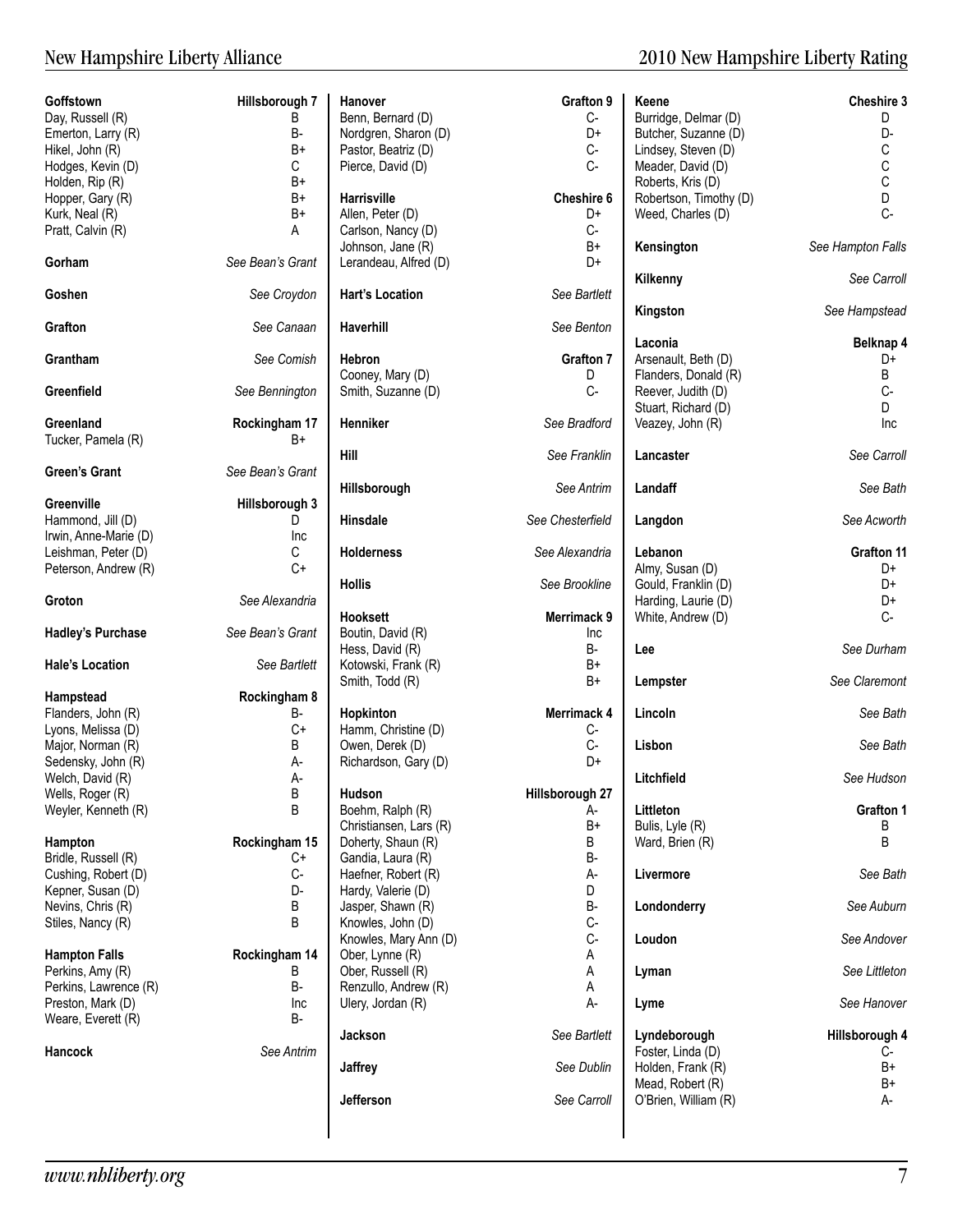**Goffstown** — Hillsborough 7

| Name | Grade |
|---|---|
| Day, Russell (R) | B |
| Emerton, Larry (R) | B- |
| Hikel, John (R) | B+ |
| Hodges, Kevin (D) | C |
| Holden, Rip (R) | B+ |
| Hopper, Gary (R) | B+ |
| Kurk, Neal (R) | B+ |
| Pratt, Calvin (R) | A |

**Gorham** — *See Bean's Grant*

**Goshen** — *See Croydon*

**Grafton** — *See Canaan*

**Grantham** — *See Cornish*

**Greenfield** — *See Bennington*

**Greenland** — Rockingham 17

| Name | Grade |
|---|---|
| Tucker, Pamela (R) | B+ |

**Green's Grant** — *See Bean's Grant*

**Greenville** — Hillsborough 3

| Name | Grade |
|---|---|
| Hammond, Jill (D) | D |
| Irwin, Anne-Marie (D) | Inc |
| Leishman, Peter (D) | C |
| Peterson, Andrew (R) | C+ |

**Groton** — *See Alexandria*

**Hadley's Purchase** — *See Bean's Grant*

**Hale's Location** — *See Bartlett*

**Hampstead** — Rockingham 8

| Name | Grade |
|---|---|
| Flanders, John (R) | B- |
| Lyons, Melissa (D) | C+ |
| Major, Norman (R) | B |
| Sedensky, John (R) | A- |
| Welch, David (R) | A- |
| Wells, Roger (R) | B |
| Weyler, Kenneth (R) | B |

**Hampton** — Rockingham 15

| Name | Grade |
|---|---|
| Bridle, Russell (R) | C+ |
| Cushing, Robert (D) | C- |
| Kepner, Susan (D) | D- |
| Nevins, Chris (R) | B |
| Stiles, Nancy (R) | B |

**Hampton Falls** — Rockingham 14

| Name | Grade |
|---|---|
| Perkins, Amy (R) | B |
| Perkins, Lawrence (R) | B- |
| Preston, Mark (D) | Inc |
| Weare, Everett (R) | B- |

**Hancock** — *See Antrim*

**Hanover** — Grafton 9

| Name | Grade |
|---|---|
| Benn, Bernard (D) | C- |
| Nordgren, Sharon (D) | D+ |
| Pastor, Beatriz (D) | C- |
| Pierce, David (D) | C- |

**Harrisville** — Cheshire 6

| Name | Grade |
|---|---|
| Allen, Peter (D) | D+ |
| Carlson, Nancy (D) | C- |
| Johnson, Jane (R) | B+ |
| Lerandeau, Alfred (D) | D+ |

**Hart's Location** — *See Bartlett*

**Haverhill** — *See Benton*

**Hebron** — Grafton 7

| Name | Grade |
|---|---|
| Cooney, Mary (D) | D |
| Smith, Suzanne (D) | C- |

**Henniker** — *See Bradford*

**Hill** — *See Franklin*

**Hillsborough** — *See Antrim*

**Hinsdale** — *See Chesterfield*

**Holderness** — *See Alexandria*

**Hollis** — *See Brookline*

**Hooksett** — Merrimack 9

| Name | Grade |
|---|---|
| Boutin, David (R) | Inc |
| Hess, David (R) | B- |
| Kotowski, Frank (R) | B+ |
| Smith, Todd (R) | B+ |

**Hopkinton** — Merrimack 4

| Name | Grade |
|---|---|
| Hamm, Christine (D) | C- |
| Owen, Derek (D) | C- |
| Richardson, Gary (D) | D+ |

**Hudson** — Hillsborough 27

| Name | Grade |
|---|---|
| Boehm, Ralph (R) | A- |
| Christiansen, Lars (R) | B+ |
| Doherty, Shaun (R) | B |
| Gandia, Laura (R) | B- |
| Haefner, Robert (R) | A- |
| Hardy, Valerie (D) | D |
| Jasper, Shawn (R) | B- |
| Knowles, John (D) | C- |
| Knowles, Mary Ann (D) | C- |
| Ober, Lynne (R) | A |
| Ober, Russell (R) | A |
| Renzullo, Andrew (R) | A |
| Ulery, Jordan (R) | A- |

**Jackson** — *See Bartlett*

**Jaffrey** — *See Dublin*

**Jefferson** — *See Carroll*

**Keene** — Cheshire 3

| Name | Grade |
|---|---|
| Burridge, Delmar (D) | D |
| Butcher, Suzanne (D) | D- |
| Lindsey, Steven (D) | C |
| Meader, David (D) | C |
| Roberts, Kris (D) | C |
| Robertson, Timothy (D) | D |
| Weed, Charles (D) | C- |

**Kensington** — *See Hampton Falls*

**Kilkenny** — *See Carroll*

**Kingston** — *See Hampstead*

**Laconia** — Belknap 4

| Name | Grade |
|---|---|
| Arsenault, Beth (D) | D+ |
| Flanders, Donald (R) | B |
| Reever, Judith (D) | C- |
| Stuart, Richard (D) | D |
| Veazey, John (R) | Inc |

**Lancaster** — *See Carroll*

**Landaff** — *See Bath*

**Langdon** — *See Acworth*

**Lebanon** — Grafton 11

| Name | Grade |
|---|---|
| Almy, Susan (D) | D+ |
| Gould, Franklin (D) | D+ |
| Harding, Laurie (D) | D+ |
| White, Andrew (D) | C- |

**Lee** — *See Durham*

**Lempster** — *See Claremont*

**Lincoln** — *See Bath*

**Lisbon** — *See Bath*

**Litchfield** — *See Hudson*

**Littleton** — Grafton 1

| Name | Grade |
|---|---|
| Bulis, Lyle (R) | B |
| Ward, Brien (R) | B |

**Livermore** — *See Bath*

**Londonderry** — *See Auburn*

**Loudon** — *See Andover*

**Lyman** — *See Littleton*

**Lyme** — *See Hanover*

**Lyndeborough** — Hillsborough 4

| Name | Grade |
|---|---|
| Foster, Linda (D) | C- |
| Holden, Frank (R) | B+ |
| Mead, Robert (R) | B+ |
| O'Brien, William (R) | A- |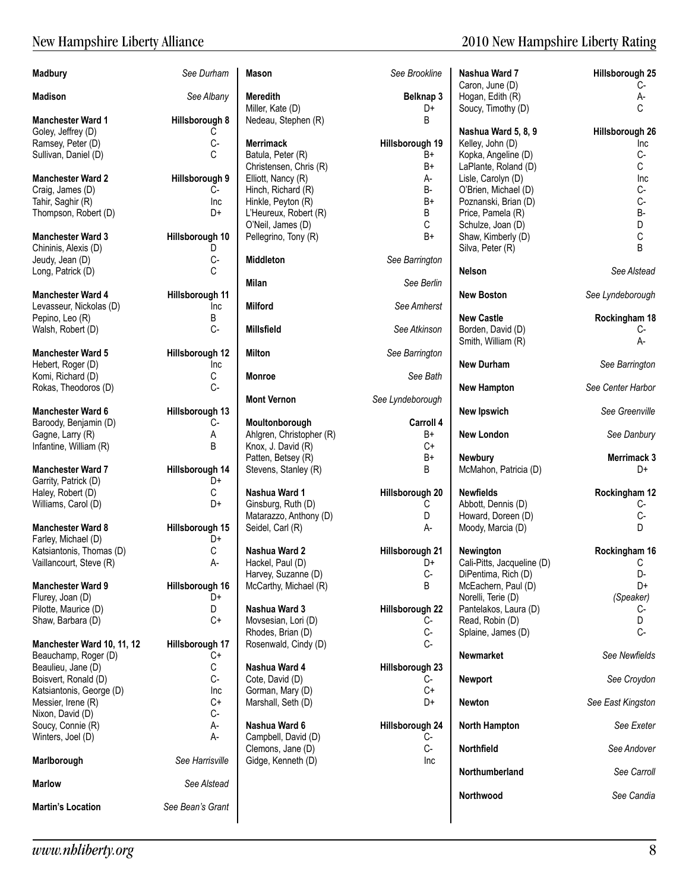**Madbury** — *See Durham*

**Madison** — *See Albany*

**Manchester Ward 1** — **Hillsborough 8**

| Name | Grade |
|---|---|
| Goley, Jeffrey (D) | C |
| Ramsey, Peter (D) | C- |
| Sullivan, Daniel (D) | C |

**Manchester Ward 2** — **Hillsborough 9**

| Name | Grade |
|---|---|
| Craig, James (D) | C- |
| Tahir, Saghir (R) | Inc |
| Thompson, Robert (D) | D+ |

**Manchester Ward 3** — **Hillsborough 10**

| Name | Grade |
|---|---|
| Chininis, Alexis (D) | D |
| Jeudy, Jean (D) | C- |
| Long, Patrick (D) | C |

**Manchester Ward 4** — **Hillsborough 11**

| Name | Grade |
|---|---|
| Levasseur, Nickolas (D) | Inc |
| Pepino, Leo (R) | B |
| Walsh, Robert (D) | C- |

**Manchester Ward 5** — **Hillsborough 12**

| Name | Grade |
|---|---|
| Hebert, Roger (D) | Inc |
| Komi, Richard (D) | C |
| Rokas, Theodoros (D) | C- |

**Manchester Ward 6** — **Hillsborough 13**

| Name | Grade |
|---|---|
| Baroody, Benjamin (D) | C- |
| Gagne, Larry (R) | A |
| Infantine, William (R) | B |

**Manchester Ward 7** — **Hillsborough 14**

| Name | Grade |
|---|---|
| Garrity, Patrick (D) | D+ |
| Haley, Robert (D) | C |
| Williams, Carol (D) | D+ |

**Manchester Ward 8** — **Hillsborough 15**

| Name | Grade |
|---|---|
| Farley, Michael (D) | D+ |
| Katsiantonis, Thomas (D) | C |
| Vaillancourt, Steve (R) | A- |

**Manchester Ward 9** — **Hillsborough 16**

| Name | Grade |
|---|---|
| Flurey, Joan (D) | D+ |
| Pilotte, Maurice (D) | D |
| Shaw, Barbara (D) | C+ |

**Manchester Ward 10, 11, 12** — **Hillsborough 17**

| Name | Grade |
|---|---|
| Beauchamp, Roger (D) | C+ |
| Beaulieu, Jane (D) | C |
| Boisvert, Ronald (D) | C- |
| Katsiantonis, George (D) | Inc |
| Messier, Irene (R) | C+ |
| Nixon, David (D) | C- |
| Soucy, Connie (R) | A- |
| Winters, Joel (D) | A- |

**Marlborough** — *See Harrisville*

**Marlow** — *See Alstead*

**Martin's Location** — *See Bean's Grant*

**Mason** — *See Brookline*

**Meredith** — **Belknap 3**

| Name | Grade |
|---|---|
| Miller, Kate (D) | D+ |
| Nedeau, Stephen (R) | B |

**Merrimack** — **Hillsborough 19**

| Name | Grade |
|---|---|
| Batula, Peter (R) | B+ |
| Christensen, Chris (R) | B+ |
| Elliott, Nancy (R) | A- |
| Hinch, Richard (R) | B- |
| Hinkle, Peyton (R) | B+ |
| L'Heureux, Robert (R) | B |
| O'Neil, James (D) | C |
| Pellegrino, Tony (R) | B+ |

**Middleton** — *See Barrington*

**Milan** — *See Berlin*

**Milford** — *See Amherst*

**Millsfield** — *See Atkinson*

**Milton** — *See Barrington*

**Monroe** — *See Bath*

**Mont Vernon** — *See Lyndeborough*

**Moultonborough** — **Carroll 4**

| Name | Grade |
|---|---|
| Ahlgren, Christopher (R) | B+ |
| Knox, J. David (R) | C+ |
| Patten, Betsey (R) | B+ |
| Stevens, Stanley (R) | B |

**Nashua Ward 1** — **Hillsborough 20**

| Name | Grade |
|---|---|
| Ginsburg, Ruth (D) | C |
| Matarazzo, Anthony (D) | D |
| Seidel, Carl (R) | A- |

**Nashua Ward 2** — **Hillsborough 21**

| Name | Grade |
|---|---|
| Hackel, Paul (D) | D+ |
| Harvey, Suzanne (D) | C- |
| McCarthy, Michael (R) | B |

**Nashua Ward 3** — **Hillsborough 22**

| Name | Grade |
|---|---|
| Movsesian, Lori (D) | C- |
| Rhodes, Brian (D) | C- |
| Rosenwald, Cindy (D) | C- |

**Nashua Ward 4** — **Hillsborough 23**

| Name | Grade |
|---|---|
| Cote, David (D) | C- |
| Gorman, Mary (D) | C+ |
| Marshall, Seth (D) | D+ |

**Nashua Ward 6** — **Hillsborough 24**

| Name | Grade |
|---|---|
| Campbell, David (D) | C- |
| Clemons, Jane (D) | C- |
| Gidge, Kenneth (D) | Inc |

**Nashua Ward 7** — **Hillsborough 25**

| Name | Grade |
|---|---|
| Caron, June (D) | C- |
| Hogan, Edith (R) | A- |
| Soucy, Timothy (D) | C |

**Nashua Ward 5, 8, 9** — **Hillsborough 26**

| Name | Grade |
|---|---|
| Kelley, John (D) | Inc |
| Kopka, Angeline (D) | C- |
| LaPlante, Roland (D) | C |
| Lisle, Carolyn (D) | Inc |
| O'Brien, Michael (D) | C- |
| Poznanski, Brian (D) | C- |
| Price, Pamela (R) | B- |
| Schulze, Joan (D) | D |
| Shaw, Kimberly (D) | C |
| Silva, Peter (R) | B |

**Nelson** — *See Alstead*

**New Boston** — *See Lyndeborough*

**New Castle** — **Rockingham 18**

| Name | Grade |
|---|---|
| Borden, David (D) | C- |
| Smith, William (R) | A- |

**New Durham** — *See Barrington*

**New Hampton** — *See Center Harbor*

**New Ipswich** — *See Greenville*

**New London** — *See Danbury*

**Newbury** — **Merrimack 3**

| Name | Grade |
|---|---|
| McMahon, Patricia (D) | D+ |

**Newfields** — **Rockingham 12**

| Name | Grade |
|---|---|
| Abbott, Dennis (D) | C- |
| Howard, Doreen (D) | C- |
| Moody, Marcia (D) | D |

**Newington** — **Rockingham 16**

| Name | Grade |
|---|---|
| Cali-Pitts, Jacqueline (D) | C |
| DiPentima, Rich (D) | D- |
| McEachern, Paul (D) | D+ |
| Norelli, Terie (D) | *(Speaker)* |
| Pantelakos, Laura (D) | C- |
| Read, Robin (D) | D |
| Splaine, James (D) | C- |

**Newmarket** — *See Newfields*

**Newport** — *See Croydon*

**Newton** — *See East Kingston*

**North Hampton** — *See Exeter*

**Northfield** — *See Andover*

**Northumberland** — *See Carroll*

**Northwood** — *See Candia*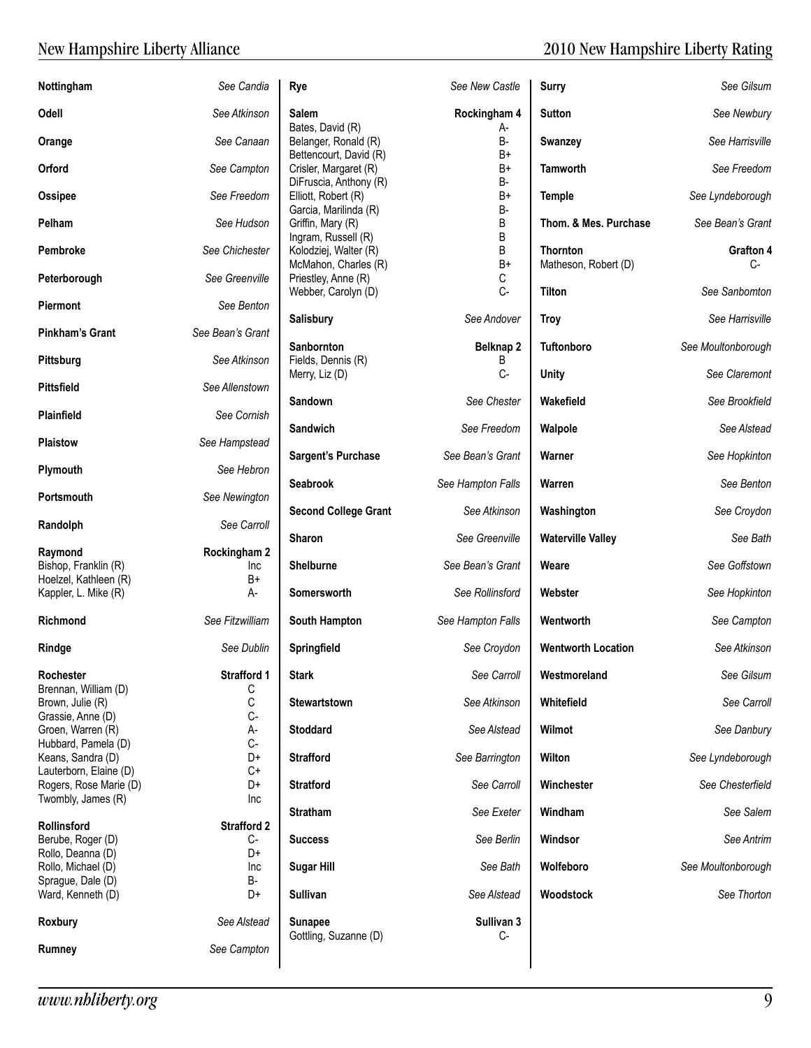**Nottingham** *See Candia*

**Odell** *See Atkinson*

**Orange** *See Canaan*

**Orford** *See Campton*

**Ossipee** *See Freedom*

**Pelham** *See Hudson*

**Pembroke** *See Chichester*

**Peterborough** *See Greenville*

**Piermont** *See Benton*

**Pinkham's Grant** *See Bean's Grant*

**Pittsburg** *See Atkinson*

**Pittsfield** *See Allenstown*

**Plainfield** *See Cornish*

**Plaistow** *See Hampstead*

**Plymouth** *See Hebron*

**Portsmouth** *See Newington*

**Randolph** *See Carroll*

| **Raymond** | **Rockingham 2** |
|---|---|
| Bishop, Franklin (R) | Inc |
| Hoelzel, Kathleen (R) | B+ |
| Kappler, L. Mike (R) | A- |

**Richmond** *See Fitzwilliam*

**Rindge** *See Dublin*

| **Rochester** | **Strafford 1** |
|---|---|
| Brennan, William (D) | C |
| Brown, Julie (R) | C |
| Grassie, Anne (D) | C- |
| Groen, Warren (R) | A- |
| Hubbard, Pamela (D) | C- |
| Keans, Sandra (D) | D+ |
| Lauterborn, Elaine (D) | C+ |
| Rogers, Rose Marie (D) | D+ |
| Twombly, James (R) | Inc |

| **Rollinsford** | **Strafford 2** |
|---|---|
| Berube, Roger (D) | C- |
| Rollo, Deanna (D) | D+ |
| Rollo, Michael (D) | Inc |
| Sprague, Dale (D) | B- |
| Ward, Kenneth (D) | D+ |

**Roxbury** *See Alstead*

**Rumney** *See Campton*

**Rye** *See New Castle*

| **Salem** | **Rockingham 4** |
|---|---|
| Bates, David (R) | A- |
| Belanger, Ronald (R) | B- |
| Bettencourt, David (R) | B+ |
| Crisler, Margaret (R) | B+ |
| DiFruscia, Anthony (R) | B- |
| Elliott, Robert (R) | B+ |
| Garcia, Marilinda (R) | B- |
| Griffin, Mary (R) | B |
| Ingram, Russell (R) | B |
| Kolodziej, Walter (R) | B |
| McMahon, Charles (R) | B+ |
| Priestley, Anne (R) | C |
| Webber, Carolyn (D) | C- |

**Salisbury** *See Andover*

| **Sanbornton** | **Belknap 2** |
|---|---|
| Fields, Dennis (R) | B |
| Merry, Liz (D) | C- |

**Sandown** *See Chester*

**Sandwich** *See Freedom*

**Sargent's Purchase** *See Bean's Grant*

**Seabrook** *See Hampton Falls*

**Second College Grant** *See Atkinson*

**Sharon** *See Greenville*

**Shelburne** *See Bean's Grant*

**Somersworth** *See Rollinsford*

**South Hampton** *See Hampton Falls*

**Springfield** *See Croydon*

**Stark** *See Carroll*

**Stewartstown** *See Atkinson*

**Stoddard** *See Alstead*

**Strafford** *See Barrington*

**Stratford** *See Carroll*

**Stratham** *See Exeter*

**Success** *See Berlin*

**Sugar Hill** *See Bath*

**Sullivan** *See Alstead*

| **Sunapee** | **Sullivan 3** |
|---|---|
| Gottling, Suzanne (D) | C- |

**Surry** *See Gilsum*

**Sutton** *See Newbury*

**Swanzey** *See Harrisville*

**Tamworth** *See Freedom*

**Temple** *See Lyndeborough*

**Thom. & Mes. Purchase** *See Bean's Grant*

| **Thornton** | **Grafton 4** |
|---|---|
| Matheson, Robert (D) | C- |

**Tilton** *See Sanbornton*

**Troy** *See Harrisville*

**Tuftonboro** *See Moultonborough*

**Unity** *See Claremont*

**Wakefield** *See Brookfield*

**Walpole** *See Alstead*

**Warner** *See Hopkinton*

**Warren** *See Benton*

**Washington** *See Croydon*

**Waterville Valley** *See Bath*

**Weare** *See Goffstown*

**Webster** *See Hopkinton*

**Wentworth** *See Campton*

**Wentworth Location** *See Atkinson*

**Westmoreland** *See Gilsum*

**Whitefield** *See Carroll*

**Wilmot** *See Danbury*

**Wilton** *See Lyndeborough*

**Winchester** *See Chesterfield*

**Windham** *See Salem*

**Windsor** *See Antrim*

**Wolfeboro** *See Moultonborough*

**Woodstock** *See Thorton*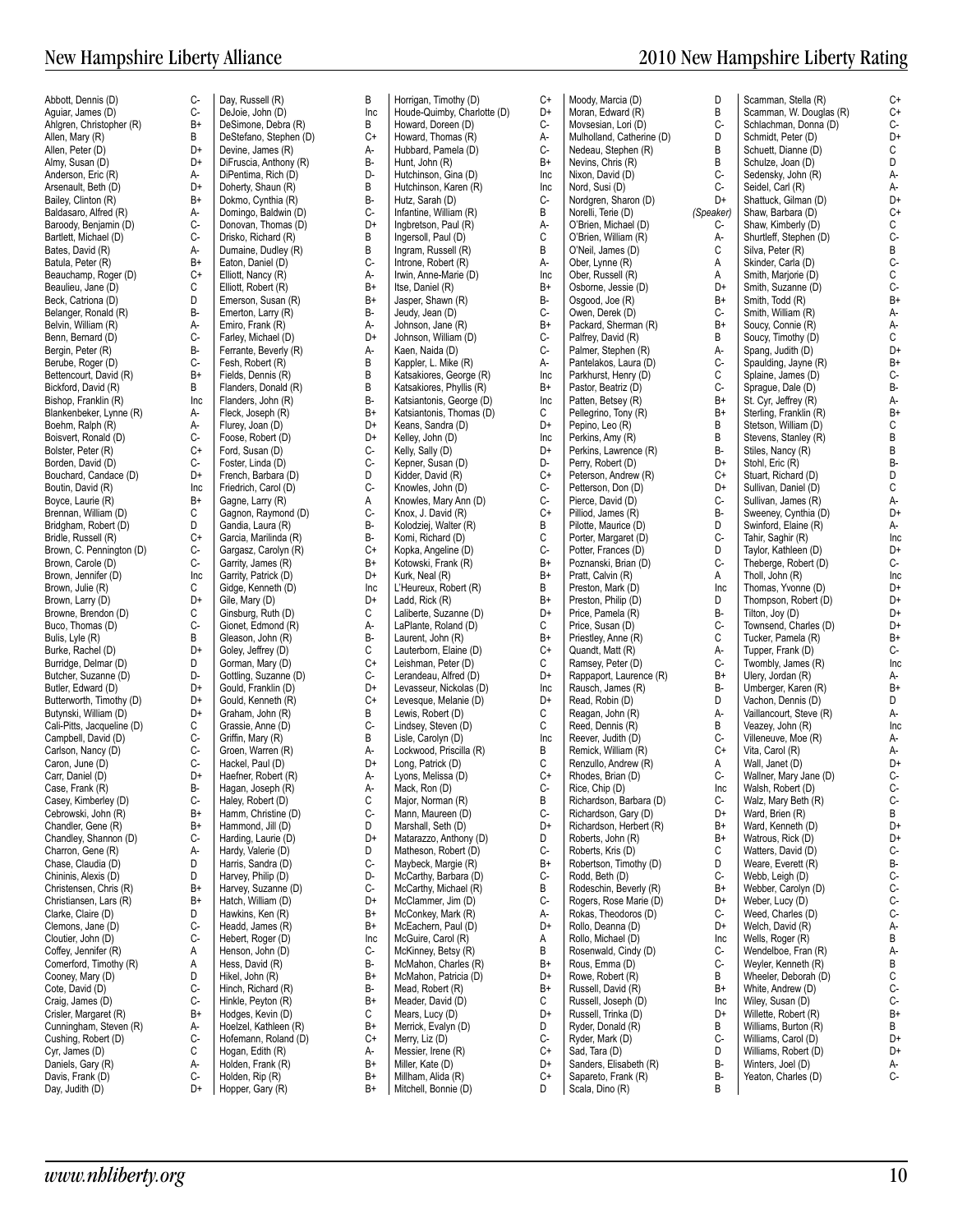| Name | Grade |
|---|---|
| Abbott, Dennis (D) | C- |
| Aguiar, James (D) | C- |
| Ahlgren, Christopher (R) | B+ |
| Allen, Mary (R) | B |
| Allen, Peter (D) | D+ |
| Almy, Susan (D) | D+ |
| Anderson, Eric (R) | A- |
| Arsenault, Beth (D) | D+ |
| Bailey, Clinton (R) | B+ |
| Baldasaro, Alfred (R) | A- |
| Baroody, Benjamin (D) | C- |
| Bartlett, Michael (D) | C- |
| Bates, David (R) | A- |
| Batula, Peter (R) | B+ |
| Beauchamp, Roger (D) | C+ |
| Beaulieu, Jane (D) | C |
| Beck, Catriona (D) | D |
| Belanger, Ronald (R) | B- |
| Belvin, William (R) | A- |
| Benn, Bernard (D) | C- |
| Bergin, Peter (R) | B- |
| Berube, Roger (D) | C- |
| Bettencourt, David (R) | B+ |
| Bickford, David (R) | B |
| Bishop, Franklin (R) | Inc |
| Blankenbeker, Lynne (R) | A- |
| Boehm, Ralph (R) | A- |
| Boisvert, Ronald (D) | C- |
| Bolster, Peter (R) | C+ |
| Borden, David (D) | C- |
| Bouchard, Candace (D) | D+ |
| Boutin, David (R) | Inc |
| Boyce, Laurie (R) | B+ |
| Brennan, William (D) | C |
| Bridgham, Robert (D) | D |
| Bridle, Russell (R) | C+ |
| Brown, C. Pennington (D) | C- |
| Brown, Carole (D) | C- |
| Brown, Jennifer (D) | Inc |
| Brown, Julie (R) | C |
| Brown, Larry (D) | D+ |
| Browne, Brendon (D) | C |
| Buco, Thomas (D) | C- |
| Bulis, Lyle (R) | B |
| Burke, Rachel (D) | D+ |
| Burridge, Delmar (D) | D |
| Butcher, Suzanne (D) | D- |
| Butler, Edward (D) | D+ |
| Butterworth, Timothy (D) | D+ |
| Butynski, William (D) | D+ |
| Cali-Pitts, Jacqueline (D) | C |
| Campbell, David (D) | C- |
| Carlson, Nancy (D) | C- |
| Caron, June (D) | C- |
| Carr, Daniel (D) | D+ |
| Case, Frank (R) | B- |
| Casey, Kimberley (D) | C- |
| Cebrowski, John (R) | B+ |
| Chandler, Gene (R) | B+ |
| Chandley, Shannon (D) | C- |
| Charron, Gene (R) | A- |
| Chase, Claudia (D) | D |
| Chininis, Alexis (D) | D |
| Christensen, Chris (R) | B+ |
| Christiansen, Lars (R) | B+ |
| Clarke, Claire (D) | D |
| Clemons, Jane (D) | C- |
| Cloutier, John (D) | C- |
| Coffey, Jennifer (R) | A |
| Comerford, Timothy (R) | A |
| Cooney, Mary (D) | D |
| Cote, David (D) | C- |
| Craig, James (D) | C- |
| Crisler, Margaret (R) | B+ |
| Cunningham, Steven (R) | A- |
| Cushing, Robert (D) | C- |
| Cyr, James (D) | C |
| Daniels, Gary (R) | A- |
| Davis, Frank (D) | C- |
| Day, Judith (D) | D+ |
| Day, Russell (R) | B |
| DeJoie, John (D) | Inc |
| DeSimone, Debra (R) | B |
| DeStefano, Stephen (D) | C+ |
| Devine, James (R) | A- |
| DiFruscia, Anthony (R) | B- |
| DiPentima, Rich (D) | D- |
| Doherty, Shaun (R) | B |
| Dokmo, Cynthia (R) | B- |
| Domingo, Baldwin (D) | C- |
| Donovan, Thomas (D) | D+ |
| Drisko, Richard (R) | B |
| Dumaine, Dudley (R) | B |
| Eaton, Daniel (D) | C- |
| Elliott, Nancy (R) | A- |
| Elliott, Robert (R) | B+ |
| Emerson, Susan (R) | B+ |
| Emerton, Larry (R) | B- |
| Emiro, Frank (R) | A- |
| Farley, Michael (D) | D+ |
| Ferrante, Beverly (R) | A- |
| Fesh, Robert (R) | B |
| Fields, Dennis (R) | B |
| Flanders, Donald (R) | B |
| Flanders, John (R) | B- |
| Fleck, Joseph (R) | B+ |
| Flurey, Joan (D) | D+ |
| Foose, Robert (D) | D+ |
| Ford, Susan (D) | C- |
| Foster, Linda (D) | C- |
| French, Barbara (D) | D |
| Friedrich, Carol (D) | C- |
| Gagne, Larry (R) | A |
| Gagnon, Raymond (D) | C- |
| Gandia, Laura (R) | B- |
| Garcia, Marilinda (R) | B- |
| Gargasz, Carolyn (R) | C+ |
| Garrity, James (R) | B+ |
| Garrity, Patrick (D) | D+ |
| Gidge, Kenneth (D) | Inc |
| Gile, Mary (D) | D+ |
| Ginsburg, Ruth (D) | C |
| Gionet, Edmond (R) | A- |
| Gleason, John (R) | B- |
| Goley, Jeffrey (D) | C |
| Gorman, Mary (D) | C+ |
| Gottling, Suzanne (D) | C- |
| Gould, Franklin (D) | D+ |
| Gould, Kenneth (R) | C+ |
| Graham, John (R) | B |
| Grassie, Anne (D) | C- |
| Griffin, Mary (R) | B |
| Groen, Warren (R) | A- |
| Hackel, Paul (D) | D+ |
| Haefner, Robert (R) | A- |
| Hagan, Joseph (R) | A- |
| Haley, Robert (D) | C |
| Hamm, Christine (D) | C- |
| Hammond, Jill (D) | D |
| Harding, Laurie (D) | D+ |
| Hardy, Valerie (D) | D |
| Harris, Sandra (D) | C- |
| Harvey, Philip (D) | D- |
| Harvey, Suzanne (D) | C- |
| Hatch, William (D) | D+ |
| Hawkins, Ken (R) | B+ |
| Headd, James (R) | B+ |
| Hebert, Roger (D) | Inc |
| Henson, John (D) | C- |
| Hess, David (R) | B- |
| Hikel, John (R) | B+ |
| Hinch, Richard (R) | B- |
| Hinkle, Peyton (R) | B+ |
| Hodges, Kevin (D) | C |
| Hoelzel, Kathleen (R) | B+ |
| Hofemann, Roland (D) | C+ |
| Hogan, Edith (R) | A- |
| Holden, Frank (R) | B+ |
| Holden, Rip (R) | B+ |
| Hopper, Gary (R) | B+ |
| Horrigan, Timothy (D) | C+ |
| Houde-Quimby, Charlotte (D) | D+ |
| Howard, Doreen (D) | C- |
| Howard, Thomas (R) | A- |
| Hubbard, Pamela (D) | C- |
| Hunt, John (R) | B+ |
| Hutchinson, Gina (D) | Inc |
| Hutchinson, Karen (R) | Inc |
| Hutz, Sarah (D) | C- |
| Infantine, William (R) | B |
| Ingbretson, Paul (R) | A- |
| Ingersoll, Paul (D) | C |
| Ingram, Russell (R) | B |
| Introne, Robert (R) | A- |
| Irwin, Anne-Marie (D) | Inc |
| Itse, Daniel (R) | B+ |
| Jasper, Shawn (R) | B- |
| Jeudy, Jean (D) | C- |
| Johnson, Jane (R) | B+ |
| Johnson, William (D) | C- |
| Kaen, Naida (D) | C- |
| Kappler, L. Mike (R) | A- |
| Katsakiores, George (R) | Inc |
| Katsakiores, Phyllis (R) | B+ |
| Katsiantonis, George (D) | Inc |
| Katsiantonis, Thomas (D) | C |
| Keans, Sandra (D) | D+ |
| Kelley, John (D) | Inc |
| Kelly, Sally (D) | D+ |
| Kepner, Susan (D) | D- |
| Kidder, David (R) | C+ |
| Knowles, John (D) | C- |
| Knowles, Mary Ann (D) | C- |
| Knox, J. David (R) | C+ |
| Kolodziej, Walter (R) | B |
| Komi, Richard (D) | C |
| Kopka, Angeline (D) | C- |
| Kotowski, Frank (R) | B+ |
| Kurk, Neal (R) | B+ |
| L'Heureux, Robert (R) | B |
| Ladd, Rick (R) | B+ |
| Laliberte, Suzanne (D) | D+ |
| LaPlante, Roland (D) | C |
| Laurent, John (R) | B+ |
| Lauterborn, Elaine (D) | C+ |
| Leishman, Peter (D) | C |
| Lerandeau, Alfred (D) | D+ |
| Levasseur, Nickolas (D) | Inc |
| Levesque, Melanie (D) | D+ |
| Lewis, Robert (D) | C |
| Lindsey, Steven (D) | C |
| Lisle, Carolyn (D) | Inc |
| Lockwood, Priscilla (R) | B |
| Long, Patrick (D) | C |
| Lyons, Melissa (D) | C+ |
| Mack, Ron (D) | C- |
| Major, Norman (R) | B |
| Mann, Maureen (D) | C- |
| Marshall, Seth (D) | D+ |
| Matarazzo, Anthony (D) | D |
| Matheson, Robert (D) | C- |
| Maybeck, Margie (R) | B+ |
| McCarthy, Barbara (D) | C- |
| McCarthy, Michael (R) | B |
| McClammer, Jim (D) | C- |
| McConkey, Mark (R) | A- |
| McEachern, Paul (D) | D+ |
| McGuire, Carol (R) | A |
| McKinney, Betsy (R) | B |
| McMahon, Charles (R) | B+ |
| McMahon, Patricia (D) | D+ |
| Mead, Robert (R) | B+ |
| Meader, David (D) | C |
| Mears, Lucy (D) | D+ |
| Merrick, Evalyn (D) | D |
| Merry, Liz (D) | C- |
| Messier, Irene (R) | C+ |
| Miller, Kate (D) | D+ |
| Millham, Alida (R) | C+ |
| Mitchell, Bonnie (D) | D |
| Moody, Marcia (D) | D |
| Moran, Edward (R) | B |
| Movsesian, Lori (D) | C- |
| Mulholland, Catherine (D) | D |
| Nedeau, Stephen (R) | B |
| Nevins, Chris (R) | B |
| Nixon, David (D) | C- |
| Nord, Susi (D) | C- |
| Nordgren, Sharon (D) | D+ |
| Norelli, Terie (D) | (Speaker) |
| O'Brien, Michael (D) | C- |
| O'Brien, William (R) | A- |
| O'Neil, James (D) | C |
| Ober, Lynne (R) | A |
| Ober, Russell (R) | A |
| Osborne, Jessie (D) | D+ |
| Osgood, Joe (R) | B+ |
| Owen, Derek (D) | C- |
| Packard, Sherman (R) | B+ |
| Palfrey, David (R) | B |
| Palmer, Stephen (R) | A- |
| Pantelakos, Laura (D) | C- |
| Parkhurst, Henry (D) | C |
| Pastor, Beatriz (D) | C- |
| Patten, Betsey (R) | B+ |
| Pellegrino, Tony (R) | B+ |
| Pepino, Leo (R) | B |
| Perkins, Amy (R) | B |
| Perkins, Lawrence (R) | B- |
| Perry, Robert (D) | D+ |
| Peterson, Andrew (R) | C+ |
| Petterson, Don (D) | D+ |
| Pierce, David (D) | C- |
| Pilliod, James (R) | B- |
| Pilotte, Maurice (D) | D |
| Porter, Margaret (D) | C- |
| Potter, Frances (D) | D |
| Poznanski, Brian (D) | C- |
| Pratt, Calvin (R) | A |
| Preston, Mark (D) | Inc |
| Preston, Philip (D) | D |
| Price, Pamela (R) | B- |
| Price, Susan (D) | C- |
| Priestley, Anne (R) | C |
| Quandt, Matt (R) | A- |
| Ramsey, Peter (D) | C- |
| Rappaport, Laurence (R) | B+ |
| Rausch, James (R) | B- |
| Read, Robin (D) | D |
| Reagan, John (R) | A- |
| Reed, Dennis (R) | B |
| Reever, Judith (D) | C- |
| Remick, William (R) | C+ |
| Renzullo, Andrew (R) | A |
| Rhodes, Brian (D) | C- |
| Rice, Chip (D) | Inc |
| Richardson, Barbara (D) | C- |
| Richardson, Gary (D) | D+ |
| Richardson, Herbert (R) | B+ |
| Roberts, John (R) | B+ |
| Roberts, Kris (D) | C |
| Robertson, Timothy (D) | D |
| Rodd, Beth (D) | C- |
| Rodeschin, Beverly (R) | B+ |
| Rogers, Rose Marie (D) | D+ |
| Rokas, Theodoros (D) | C- |
| Rollo, Deanna (D) | D+ |
| Rollo, Michael (D) | Inc |
| Rosenwald, Cindy (D) | C- |
| Rous, Emma (D) | C- |
| Rowe, Robert (R) | B |
| Russell, David (R) | B+ |
| Russell, Joseph (D) | Inc |
| Russell, Trinka (D) | D+ |
| Ryder, Donald (R) | B |
| Ryder, Mark (D) | C- |
| Sad, Tara (D) | D |
| Sanders, Elisabeth (R) | B- |
| Sapareto, Frank (R) | B- |
| Scala, Dino (R) | B |
| Scamman, Stella (R) | C+ |
| Scamman, W. Douglas (R) | C+ |
| Schlachman, Donna (D) | C- |
| Schmidt, Peter (D) | D+ |
| Schuett, Dianne (D) | C |
| Schulze, Joan (D) | D |
| Sedensky, John (R) | A- |
| Seidel, Carl (R) | A- |
| Shattuck, Gilman (D) | D+ |
| Shaw, Barbara (D) | C+ |
| Shaw, Kimberly (D) | C |
| Shurtleff, Stephen (D) | C- |
| Silva, Peter (R) | B |
| Skinder, Carla (D) | C- |
| Smith, Marjorie (D) | C |
| Smith, Suzanne (D) | C- |
| Smith, Todd (R) | B+ |
| Smith, William (R) | A- |
| Soucy, Connie (R) | A- |
| Soucy, Timothy (D) | C |
| Spang, Judith (D) | D+ |
| Spaulding, Jayne (R) | B+ |
| Splaine, James (D) | C- |
| Sprague, Dale (D) | B- |
| St. Cyr, Jeffrey (R) | A- |
| Sterling, Franklin (R) | B+ |
| Stetson, William (D) | C |
| Stevens, Stanley (R) | B |
| Stiles, Nancy (R) | B |
| Stohl, Eric (R) | B- |
| Stuart, Richard (D) | D |
| Sullivan, Daniel (D) | C |
| Sullivan, James (R) | A- |
| Sweeney, Cynthia (D) | D+ |
| Swinford, Elaine (R) | A- |
| Tahir, Saghir (R) | Inc |
| Taylor, Kathleen (D) | D+ |
| Theberge, Robert (D) | C- |
| Tholl, John (R) | Inc |
| Thomas, Yvonne (D) | D+ |
| Thompson, Robert (D) | D+ |
| Tilton, Joy (D) | D+ |
| Townsend, Charles (D) | D+ |
| Tucker, Pamela (R) | B+ |
| Tupper, Frank (D) | C- |
| Twombly, James (R) | Inc |
| Ulery, Jordan (R) | A- |
| Umberger, Karen (R) | B+ |
| Vachon, Dennis (D) | D |
| Vaillancourt, Steve (R) | A- |
| Veazey, John (R) | Inc |
| Villeneuve, Moe (R) | A- |
| Vita, Carol (R) | A- |
| Wall, Janet (D) | D+ |
| Wallner, Mary Jane (D) | C- |
| Walsh, Robert (D) | C- |
| Walz, Mary Beth (R) | C- |
| Ward, Brien (R) | B |
| Ward, Kenneth (D) | D+ |
| Watrous, Rick (D) | D+ |
| Watters, David (D) | C- |
| Weare, Everett (R) | B- |
| Webb, Leigh (D) | C- |
| Webber, Carolyn (D) | C- |
| Weber, Lucy (D) | C- |
| Weed, Charles (D) | C- |
| Welch, David (R) | A- |
| Wells, Roger (R) | B |
| Wendelboe, Fran (R) | A- |
| Weyler, Kenneth (R) | B |
| Wheeler, Deborah (D) | C |
| White, Andrew (D) | C- |
| Wiley, Susan (D) | C- |
| Willette, Robert (R) | B+ |
| Williams, Burton (R) | B |
| Williams, Carol (D) | D+ |
| Williams, Robert (D) | D+ |
| Winters, Joel (D) | A- |
| Yeaton, Charles (D) | C- |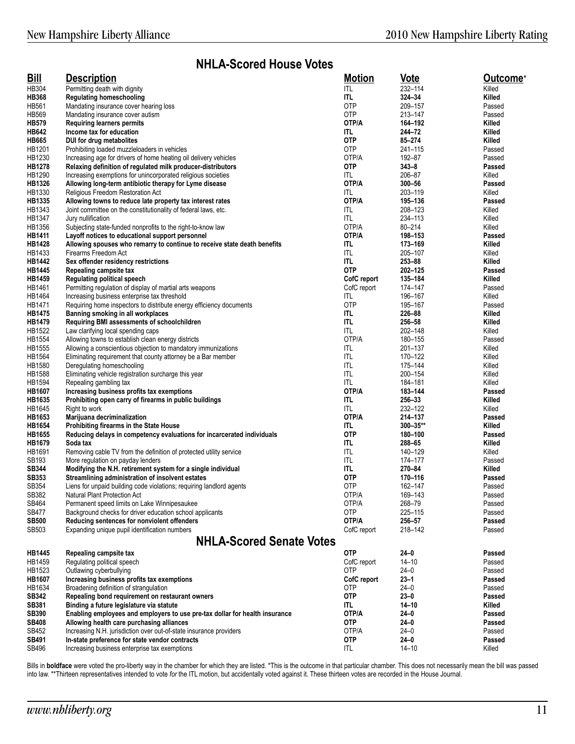## NHLA-Scored House Votes

| Bill | Description | Motion | Vote | Outcome* |
|---|---|---|---|---|
| HB304 | Permitting death with dignity | ITL | 232–114 | Killed |
| **HB368** | **Regulating homeschooling** | **ITL** | **324–34** | **Killed** |
| HB561 | Mandating insurance cover hearing loss | OTP | 209–157 | Passed |
| HB569 | Mandating insurance cover autism | OTP | 213–147 | Passed |
| **HB579** | **Requiring learners permits** | **OTP/A** | **164–192** | **Killed** |
| **HB642** | **Income tax for education** | **ITL** | **244–72** | **Killed** |
| **HB665** | **DUI for drug metabolites** | **OTP** | **85–274** | **Killed** |
| HB1201 | Prohibiting loaded muzzleloaders in vehicles | OTP | 241–115 | Passed |
| HB1230 | Increasing age for drivers of home heating oil delivery vehicles | OTP/A | 192–87 | Passed |
| **HB1278** | **Relaxing definition of regulated milk producer-distributors** | **OTP** | **343–8** | **Passed** |
| HB1290 | Increasing exemptions for unincorporated religious societies | ITL | 206–87 | Killed |
| **HB1326** | **Allowing long-term antibiotic therapy for Lyme disease** | **OTP/A** | **300–56** | **Passed** |
| HB1330 | Religious Freedom Restoration Act | ITL | 203–119 | Killed |
| **HB1335** | **Allowing towns to reduce late property tax interest rates** | **OTP/A** | **195–136** | **Passed** |
| HB1343 | Joint committee on the constitutionality of federal laws, etc. | ITL | 208–123 | Killed |
| HB1347 | Jury nullification | ITL | 234–113 | Killed |
| HB1356 | Subjecting state-funded nonprofits to the right-to-know law | OTP/A | 80–214 | Killed |
| **HB1411** | **Layoff notices to educational support personnel** | **OTP/A** | **198–153** | **Passed** |
| **HB1428** | **Allowing spouses who remarry to continue to receive state death benefits** | **ITL** | **173–169** | **Killed** |
| HB1433 | Firearms Freedom Act | ITL | 205–107 | Killed |
| **HB1442** | **Sex offender residency restrictions** | **ITL** | **253–88** | **Killed** |
| **HB1445** | **Repealing campsite tax** | **OTP** | **202–125** | **Passed** |
| **HB1459** | **Regulating political speech** | **CofC report** | **135–184** | **Killed** |
| HB1461 | Permitting regulation of display of martial arts weapons | CofC report | 174–147 | Passed |
| HB1464 | Increasing business enterprise tax threshold | ITL | 196–167 | Killed |
| HB1471 | Requiring home inspectors to distribute energy efficiency documents | OTP | 195–167 | Passed |
| **HB1475** | **Banning smoking in all workplaces** | **ITL** | **226–88** | **Killed** |
| **HB1479** | **Requiring BMI assessments of schoolchildren** | **ITL** | **256–58** | **Killed** |
| HB1522 | Law clarifying local spending caps | ITL | 202–148 | Killed |
| HB1554 | Allowing towns to establish clean energy districts | OTP/A | 180–155 | Passed |
| HB1555 | Allowing a conscientious objection to mandatory immunizations | ITL | 201–137 | Killed |
| HB1564 | Eliminating requirement that county attorney be a Bar member | ITL | 170–122 | Killed |
| HB1580 | Deregulating homeschooling | ITL | 175–144 | Killed |
| HB1588 | Eliminating vehicle registration surcharge this year | ITL | 200–154 | Killed |
| HB1594 | Repealing gambling tax | ITL | 184–181 | Killed |
| **HB1607** | **Increasing business profits tax exemptions** | **OTP/A** | **183–144** | **Passed** |
| **HB1635** | **Prohibiting open carry of firearms in public buildings** | **ITL** | **256–33** | **Killed** |
| HB1645 | Right to work | ITL | 232–122 | Killed |
| **HB1653** | **Marijuana decriminalization** | **OTP/A** | **214–137** | **Passed** |
| **HB1654** | **Prohibiting firearms in the State House** | **ITL** | **300–35**** | **Killed** |
| **HB1655** | **Reducing delays in competency evaluations for incarcerated individuals** | **OTP** | **180–100** | **Passed** |
| **HB1679** | **Soda tax** | **ITL** | **288–65** | **Killed** |
| HB1691 | Removing cable TV from the definition of protected utility service | ITL | 140–129 | Killed |
| SB193 | More regulation on payday lenders | ITL | 174–177 | Passed |
| **SB344** | **Modifying the N.H. retirement system for a single individual** | **ITL** | **270–84** | **Killed** |
| **SB353** | **Streamlining administration of insolvent estates** | **OTP** | **170–116** | **Passed** |
| SB354 | Liens for unpaid building code violations; requiring landlord agents | OTP | 162–147 | Passed |
| SB382 | Natural Plant Protection Act | OTP/A | 169–143 | Passed |
| SB464 | Permanent speed limits on Lake Winnipesaukee | OTP/A | 268–79 | Passed |
| SB477 | Background checks for driver education school applicants | OTP | 225–115 | Passed |
| **SB500** | **Reducing sentences for nonviolent offenders** | **OTP/A** | **256–57** | **Passed** |
| SB503 | Expanding unique pupil identification numbers | CofC report | 218–142 | Passed |

## NHLA-Scored Senate Votes

| Bill | Description | Motion | Vote | Outcome* |
|---|---|---|---|---|
| **HB1445** | **Repealing campsite tax** | **OTP** | **24–0** | **Passed** |
| HB1459 | Regulating political speech | CofC report | 14–10 | Passed |
| HB1523 | Outlawing cyberbullying | OTP | 24–0 | Passed |
| **HB1607** | **Increasing business profits tax exemptions** | **CofC report** | **23–1** | **Passed** |
| HB1634 | Broadening definition of strangulation | OTP | 24–0 | Passed |
| **SB342** | **Repealing bond requirement on restaurant owners** | **OTP** | **23–0** | **Passed** |
| **SB381** | **Binding a future legislature via statute** | **ITL** | **14–10** | **Killed** |
| **SB390** | **Enabling employees and employers to use pre-tax dollar for health insurance** | **OTP/A** | **24–0** | **Passed** |
| **SB408** | **Allowing health care purchasing alliances** | **OTP** | **24–0** | **Passed** |
| SB452 | Increasing N.H. jurisdiction over out-of-state insurance providers | OTP/A | 24–0 | Passed |
| **SB491** | **In-state preference for state vendor contracts** | **OTP** | **24–0** | **Passed** |
| SB496 | Increasing business enterprise tax exemptions | ITL | 14–10 | Killed |

Bills in **boldface** were voted the pro-liberty way in the chamber for which they are listed. *This is the outcome in that particular chamber. This does not necessarily mean the bill was passed into law. **Thirteen representatives intended to vote *for* the ITL motion, but accidentally voted against it. These thirteen votes are recorded in the House Journal.